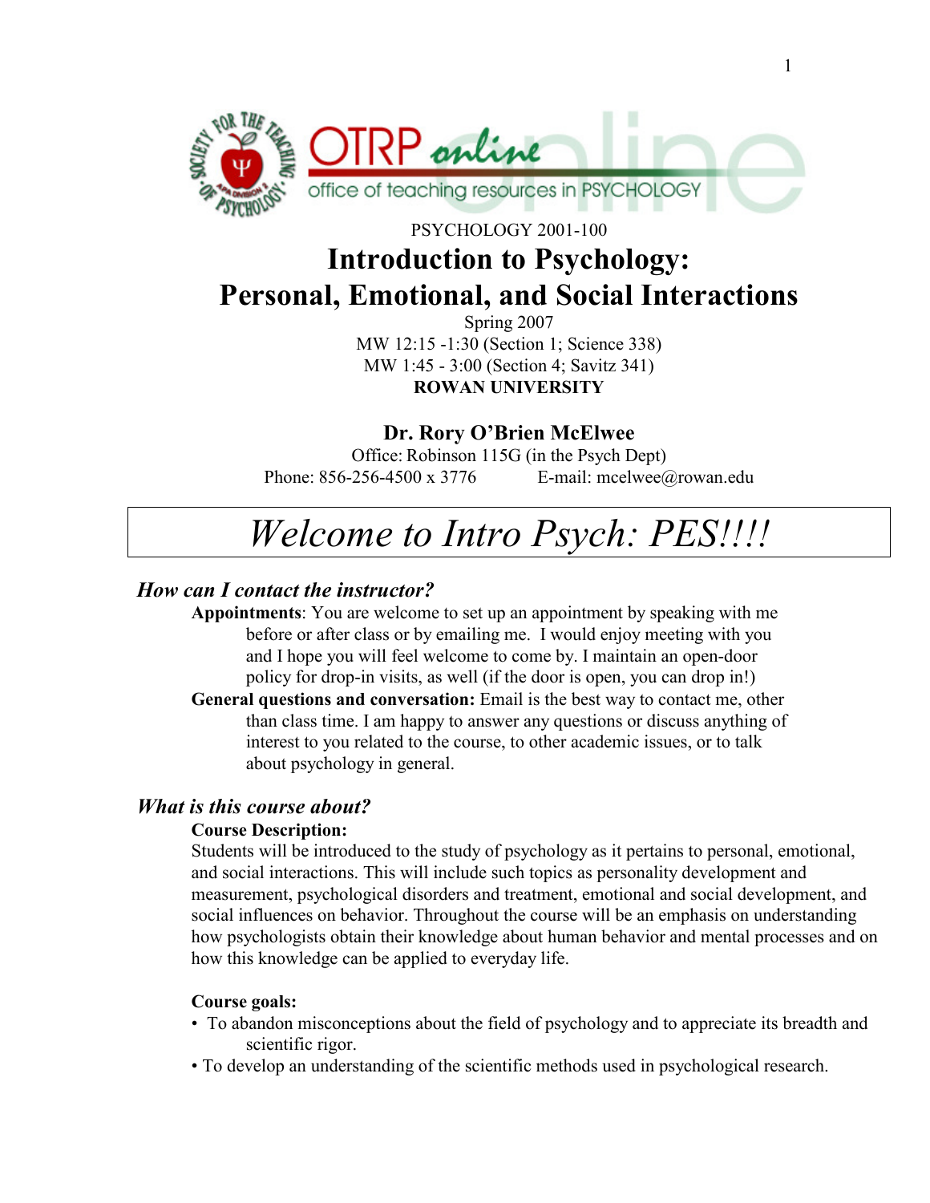PSYCHOLOGY 2001-100

# Introduction to Psychology: Personal, Emotional, and Social Interactions

Spring 2007
MW 12:15 -1:30 (Section 1; Science 338)
MW 1:45 - 3:00 (Section 4; Savitz 341)
**ROWAN UNIVERSITY**

**Dr. Rory O'Brien McElwee**
Office: Robinson 115G (in the Psych Dept)
Phone: 856-256-4500 x 3776 E-mail: mcelwee@rowan.edu

# *Welcome to Intro Psych: PES!!!!*

## *How can I contact the instructor?*

**Appointments**: You are welcome to set up an appointment by speaking with me before or after class or by emailing me. I would enjoy meeting with you and I hope you will feel welcome to come by. I maintain an open-door policy for drop-in visits, as well (if the door is open, you can drop in!)

**General questions and conversation:** Email is the best way to contact me, other than class time. I am happy to answer any questions or discuss anything of interest to you related to the course, to other academic issues, or to talk about psychology in general.

## *What is this course about?*

**Course Description:**

Students will be introduced to the study of psychology as it pertains to personal, emotional, and social interactions. This will include such topics as personality development and measurement, psychological disorders and treatment, emotional and social development, and social influences on behavior. Throughout the course will be an emphasis on understanding how psychologists obtain their knowledge about human behavior and mental processes and on how this knowledge can be applied to everyday life.

**Course goals:**

- To abandon misconceptions about the field of psychology and to appreciate its breadth and scientific rigor.
- To develop an understanding of the scientific methods used in psychological research.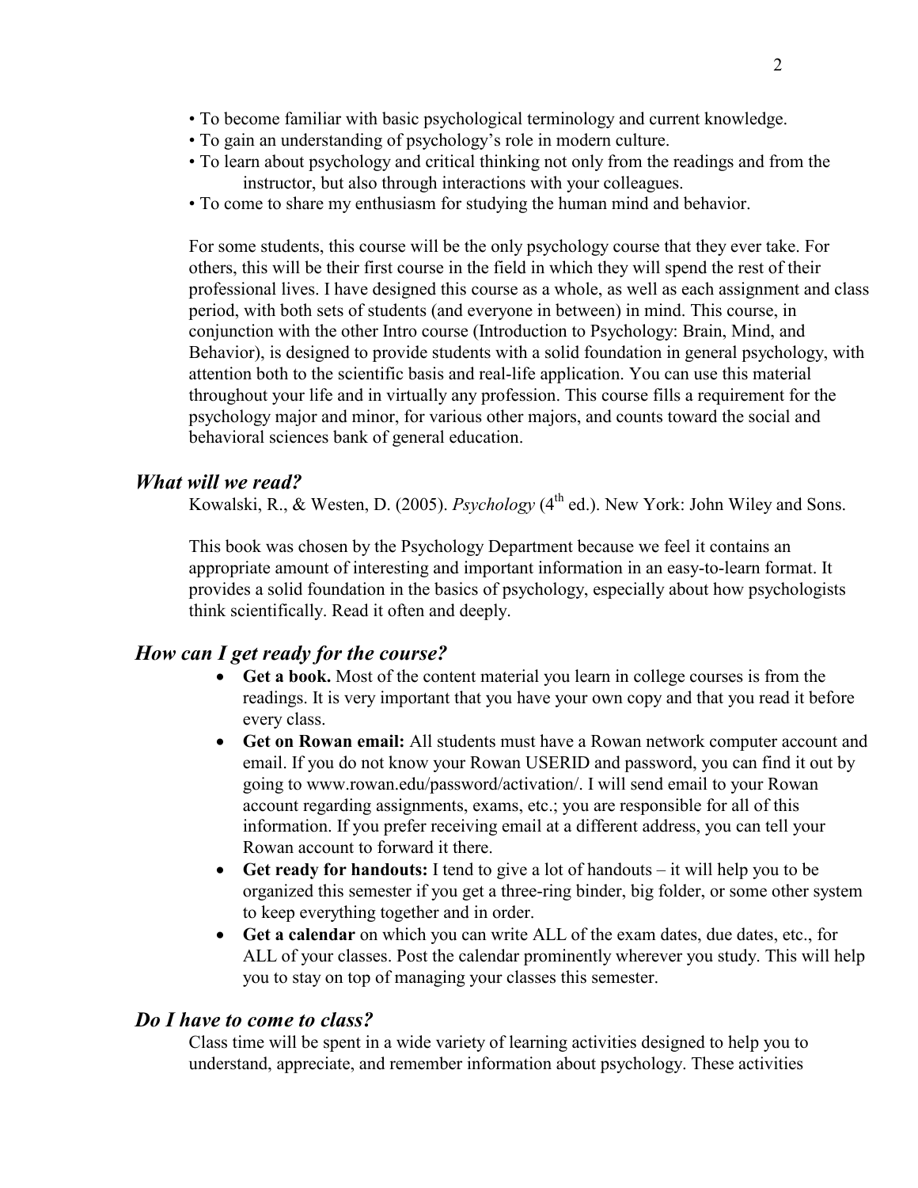- To become familiar with basic psychological terminology and current knowledge.
- To gain an understanding of psychology's role in modern culture.
- To learn about psychology and critical thinking not only from the readings and from the instructor, but also through interactions with your colleagues.
- To come to share my enthusiasm for studying the human mind and behavior.

For some students, this course will be the only psychology course that they ever take. For others, this will be their first course in the field in which they will spend the rest of their professional lives. I have designed this course as a whole, as well as each assignment and class period, with both sets of students (and everyone in between) in mind. This course, in conjunction with the other Intro course (Introduction to Psychology: Brain, Mind, and Behavior), is designed to provide students with a solid foundation in general psychology, with attention both to the scientific basis and real-life application. You can use this material throughout your life and in virtually any profession. This course fills a requirement for the psychology major and minor, for various other majors, and counts toward the social and behavioral sciences bank of general education.

## *What will we read?*

Kowalski, R., & Westen, D. (2005). *Psychology* (4th ed.). New York: John Wiley and Sons.

This book was chosen by the Psychology Department because we feel it contains an appropriate amount of interesting and important information in an easy-to-learn format. It provides a solid foundation in the basics of psychology, especially about how psychologists think scientifically. Read it often and deeply.

## *How can I get ready for the course?*

- **Get a book.** Most of the content material you learn in college courses is from the readings. It is very important that you have your own copy and that you read it before every class.
- **Get on Rowan email:** All students must have a Rowan network computer account and email. If you do not know your Rowan USERID and password, you can find it out by going to www.rowan.edu/password/activation/. I will send email to your Rowan account regarding assignments, exams, etc.; you are responsible for all of this information. If you prefer receiving email at a different address, you can tell your Rowan account to forward it there.
- **Get ready for handouts:** I tend to give a lot of handouts – it will help you to be organized this semester if you get a three-ring binder, big folder, or some other system to keep everything together and in order.
- **Get a calendar** on which you can write ALL of the exam dates, due dates, etc., for ALL of your classes. Post the calendar prominently wherever you study. This will help you to stay on top of managing your classes this semester.

## *Do I have to come to class?*

Class time will be spent in a wide variety of learning activities designed to help you to understand, appreciate, and remember information about psychology. These activities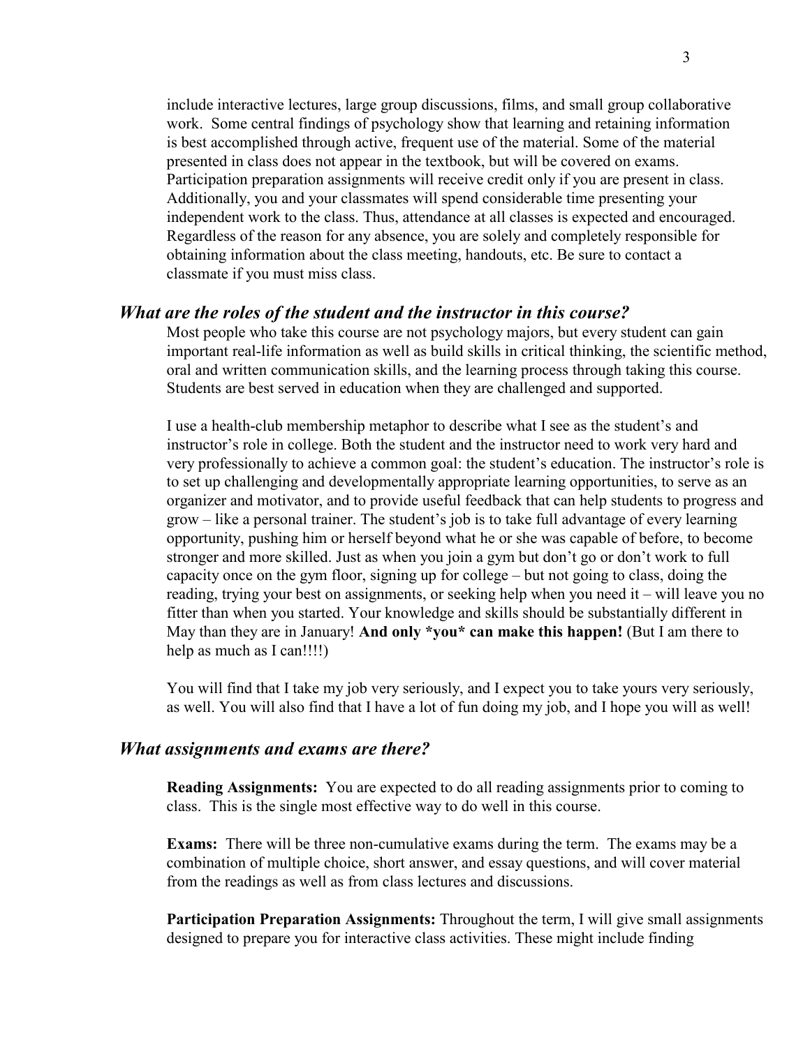include interactive lectures, large group discussions, films, and small group collaborative work. Some central findings of psychology show that learning and retaining information is best accomplished through active, frequent use of the material. Some of the material presented in class does not appear in the textbook, but will be covered on exams. Participation preparation assignments will receive credit only if you are present in class. Additionally, you and your classmates will spend considerable time presenting your independent work to the class. Thus, attendance at all classes is expected and encouraged. Regardless of the reason for any absence, you are solely and completely responsible for obtaining information about the class meeting, handouts, etc. Be sure to contact a classmate if you must miss class.

### *What are the roles of the student and the instructor in this course?*

Most people who take this course are not psychology majors, but every student can gain important real-life information as well as build skills in critical thinking, the scientific method, oral and written communication skills, and the learning process through taking this course. Students are best served in education when they are challenged and supported.

I use a health-club membership metaphor to describe what I see as the student's and instructor's role in college. Both the student and the instructor need to work very hard and very professionally to achieve a common goal: the student's education. The instructor's role is to set up challenging and developmentally appropriate learning opportunities, to serve as an organizer and motivator, and to provide useful feedback that can help students to progress and grow – like a personal trainer. The student's job is to take full advantage of every learning opportunity, pushing him or herself beyond what he or she was capable of before, to become stronger and more skilled. Just as when you join a gym but don't go or don't work to full capacity once on the gym floor, signing up for college – but not going to class, doing the reading, trying your best on assignments, or seeking help when you need it – will leave you no fitter than when you started. Your knowledge and skills should be substantially different in May than they are in January! **And only *you* can make this happen!** (But I am there to help as much as I can!!!!)

You will find that I take my job very seriously, and I expect you to take yours very seriously, as well. You will also find that I have a lot of fun doing my job, and I hope you will as well!

### *What assignments and exams are there?*

**Reading Assignments:** You are expected to do all reading assignments prior to coming to class. This is the single most effective way to do well in this course.

**Exams:** There will be three non-cumulative exams during the term. The exams may be a combination of multiple choice, short answer, and essay questions, and will cover material from the readings as well as from class lectures and discussions.

**Participation Preparation Assignments:** Throughout the term, I will give small assignments designed to prepare you for interactive class activities. These might include finding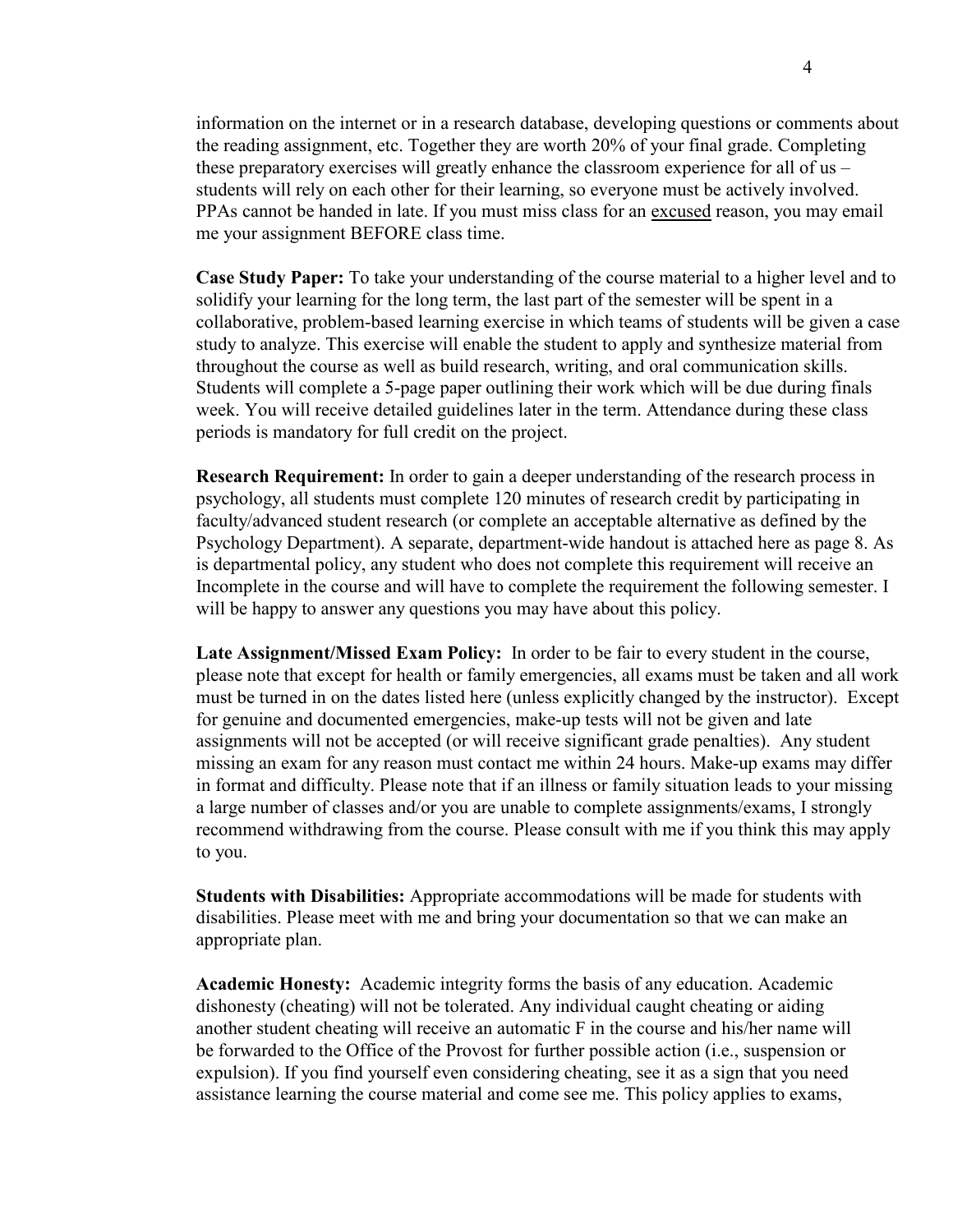information on the internet or in a research database, developing questions or comments about the reading assignment, etc. Together they are worth 20% of your final grade. Completing these preparatory exercises will greatly enhance the classroom experience for all of us – students will rely on each other for their learning, so everyone must be actively involved. PPAs cannot be handed in late. If you must miss class for an excused reason, you may email me your assignment BEFORE class time.

**Case Study Paper:** To take your understanding of the course material to a higher level and to solidify your learning for the long term, the last part of the semester will be spent in a collaborative, problem-based learning exercise in which teams of students will be given a case study to analyze. This exercise will enable the student to apply and synthesize material from throughout the course as well as build research, writing, and oral communication skills. Students will complete a 5-page paper outlining their work which will be due during finals week. You will receive detailed guidelines later in the term. Attendance during these class periods is mandatory for full credit on the project.

**Research Requirement:** In order to gain a deeper understanding of the research process in psychology, all students must complete 120 minutes of research credit by participating in faculty/advanced student research (or complete an acceptable alternative as defined by the Psychology Department). A separate, department-wide handout is attached here as page 8. As is departmental policy, any student who does not complete this requirement will receive an Incomplete in the course and will have to complete the requirement the following semester. I will be happy to answer any questions you may have about this policy.

**Late Assignment/Missed Exam Policy:** In order to be fair to every student in the course, please note that except for health or family emergencies, all exams must be taken and all work must be turned in on the dates listed here (unless explicitly changed by the instructor). Except for genuine and documented emergencies, make-up tests will not be given and late assignments will not be accepted (or will receive significant grade penalties). Any student missing an exam for any reason must contact me within 24 hours. Make-up exams may differ in format and difficulty. Please note that if an illness or family situation leads to your missing a large number of classes and/or you are unable to complete assignments/exams, I strongly recommend withdrawing from the course. Please consult with me if you think this may apply to you.

**Students with Disabilities:** Appropriate accommodations will be made for students with disabilities. Please meet with me and bring your documentation so that we can make an appropriate plan.

**Academic Honesty:** Academic integrity forms the basis of any education. Academic dishonesty (cheating) will not be tolerated. Any individual caught cheating or aiding another student cheating will receive an automatic F in the course and his/her name will be forwarded to the Office of the Provost for further possible action (i.e., suspension or expulsion). If you find yourself even considering cheating, see it as a sign that you need assistance learning the course material and come see me. This policy applies to exams,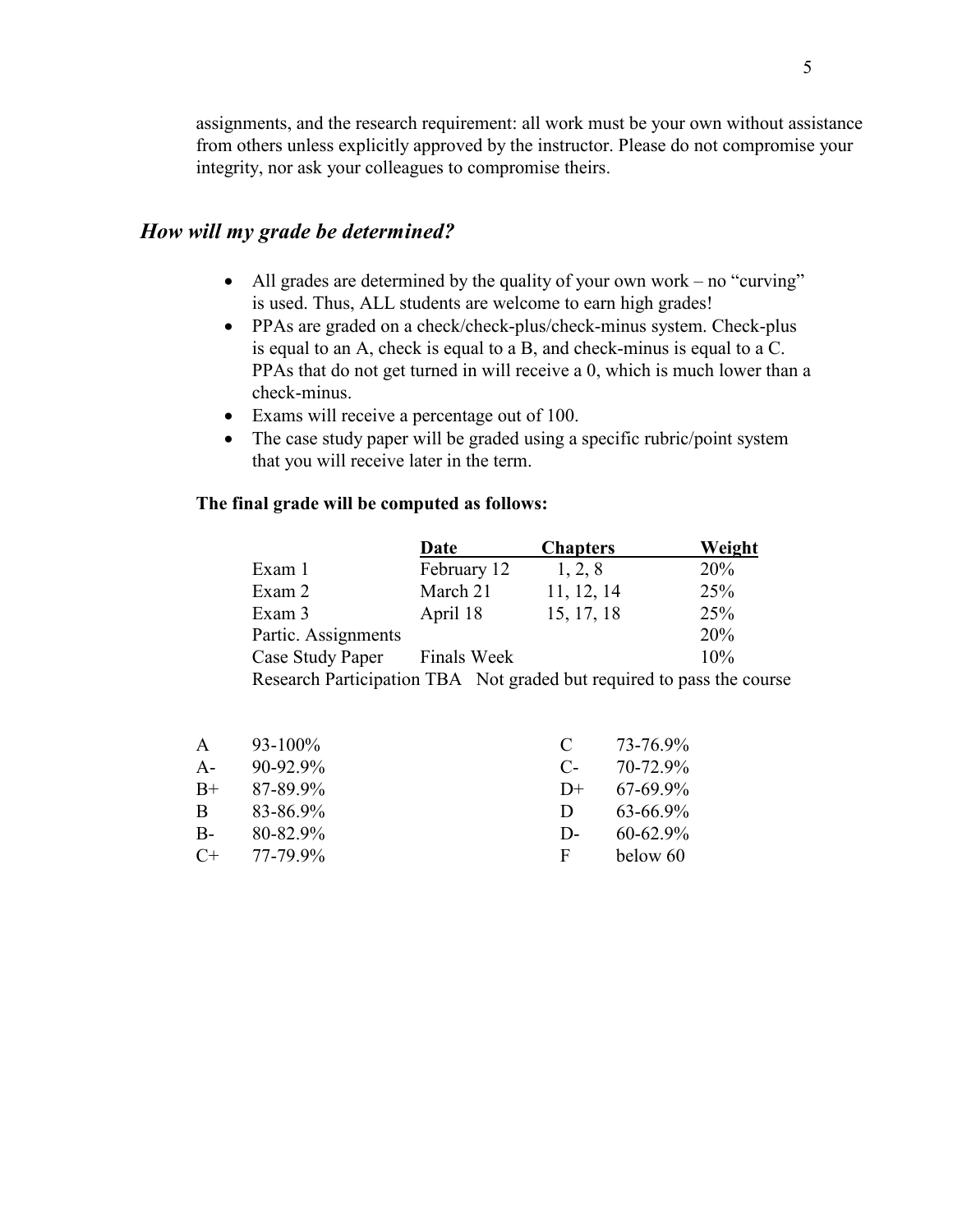assignments, and the research requirement: all work must be your own without assistance from others unless explicitly approved by the instructor. Please do not compromise your integrity, nor ask your colleagues to compromise theirs.

## *How will my grade be determined?*

- All grades are determined by the quality of your own work – no "curving" is used. Thus, ALL students are welcome to earn high grades!
- PPAs are graded on a check/check-plus/check-minus system. Check-plus is equal to an A, check is equal to a B, and check-minus is equal to a C. PPAs that do not get turned in will receive a 0, which is much lower than a check-minus.
- Exams will receive a percentage out of 100.
- The case study paper will be graded using a specific rubric/point system that you will receive later in the term.

**The final grade will be computed as follows:**

| | Date | Chapters | Weight |
|---|---|---|---|
| Exam 1 | February 12 | 1, 2, 8 | 20% |
| Exam 2 | March 21 | 11, 12, 14 | 25% |
| Exam 3 | April 18 | 15, 17, 18 | 25% |
| Partic. Assignments | | | 20% |
| Case Study Paper | Finals Week | | 10% |
| Research Participation | TBA | Not graded but required to pass the course | |

| | | | |
|---|---|---|---|
| A | 93-100% | C | 73-76.9% |
| A- | 90-92.9% | C- | 70-72.9% |
| B+ | 87-89.9% | D+ | 67-69.9% |
| B | 83-86.9% | D | 63-66.9% |
| B- | 80-82.9% | D- | 60-62.9% |
| C+ | 77-79.9% | F | below 60 |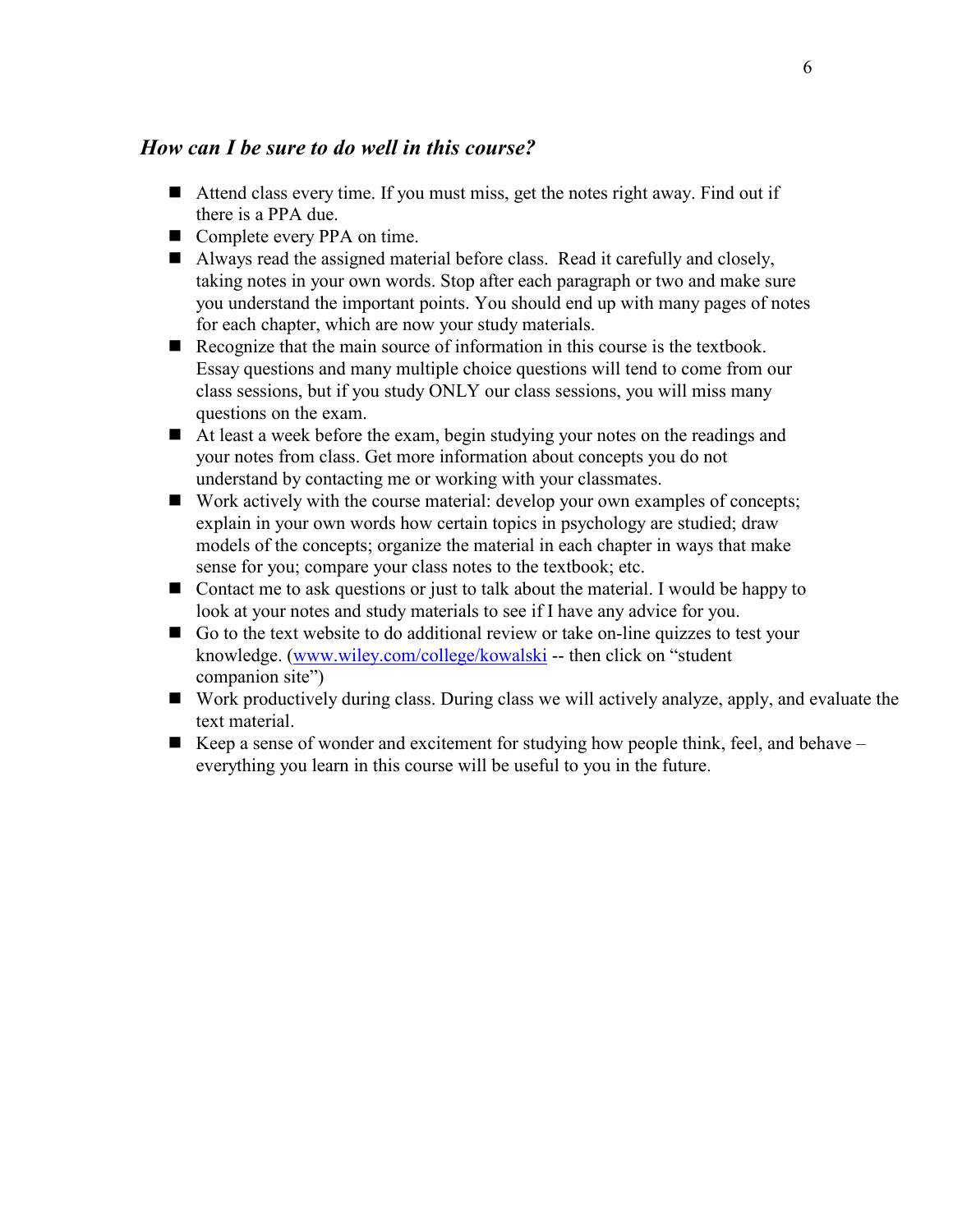### *How can I be sure to do well in this course?*

- Attend class every time. If you must miss, get the notes right away. Find out if there is a PPA due.
- Complete every PPA on time.
- Always read the assigned material before class. Read it carefully and closely, taking notes in your own words. Stop after each paragraph or two and make sure you understand the important points. You should end up with many pages of notes for each chapter, which are now your study materials.
- Recognize that the main source of information in this course is the textbook. Essay questions and many multiple choice questions will tend to come from our class sessions, but if you study ONLY our class sessions, you will miss many questions on the exam.
- At least a week before the exam, begin studying your notes on the readings and your notes from class. Get more information about concepts you do not understand by contacting me or working with your classmates.
- Work actively with the course material: develop your own examples of concepts; explain in your own words how certain topics in psychology are studied; draw models of the concepts; organize the material in each chapter in ways that make sense for you; compare your class notes to the textbook; etc.
- Contact me to ask questions or just to talk about the material. I would be happy to look at your notes and study materials to see if I have any advice for you.
- Go to the text website to do additional review or take on-line quizzes to test your knowledge. ([www.wiley.com/college/kowalski](http://www.wiley.com/college/kowalski) -- then click on "student companion site")
- Work productively during class. During class we will actively analyze, apply, and evaluate the text material.
- Keep a sense of wonder and excitement for studying how people think, feel, and behave – everything you learn in this course will be useful to you in the future.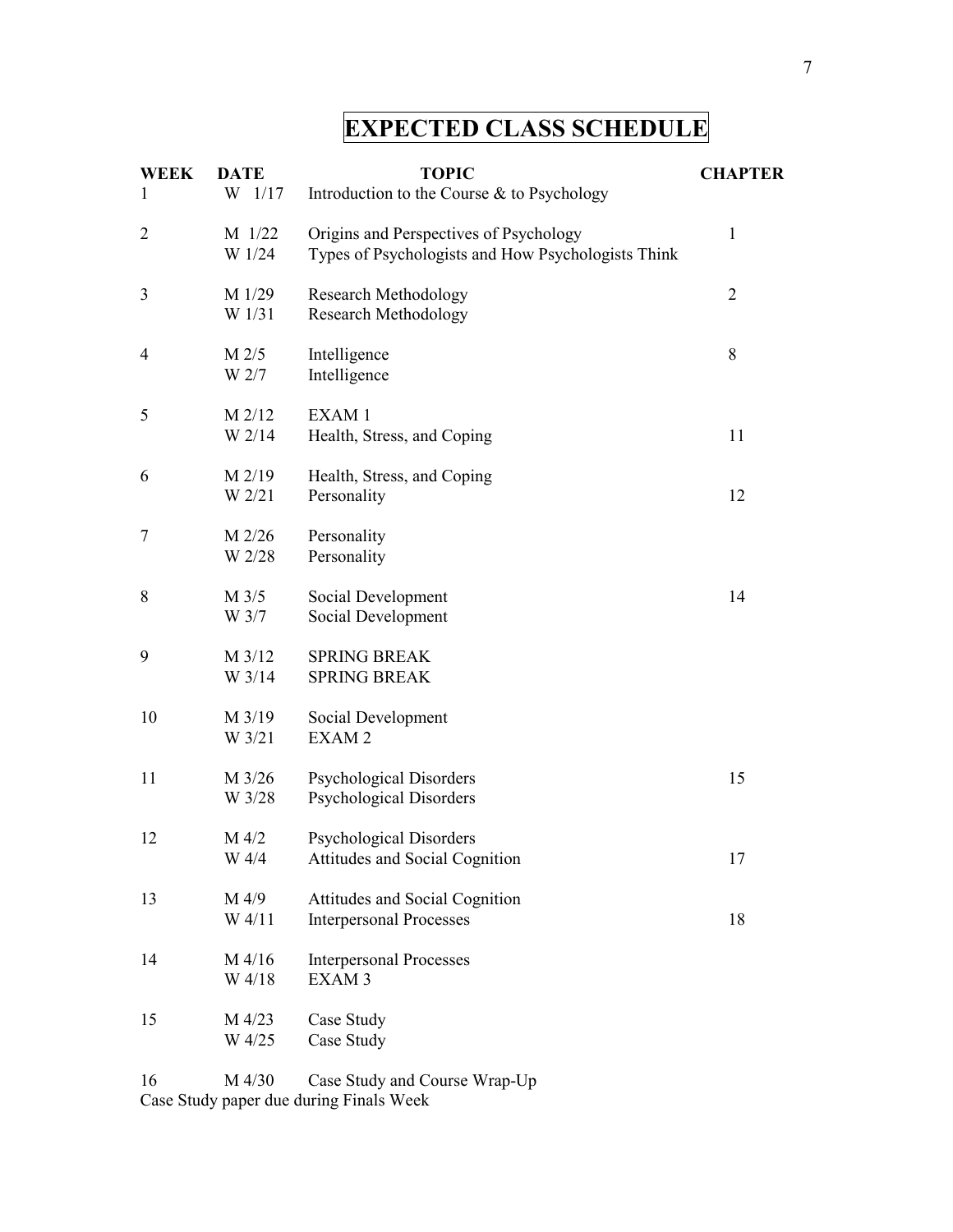# EXPECTED CLASS SCHEDULE

| WEEK | DATE | TOPIC | CHAPTER |
|---|---|---|---|
| 1 | W 1/17 | Introduction to the Course & to Psychology | |
| 2 | M 1/22 | Origins and Perspectives of Psychology | 1 |
| | W 1/24 | Types of Psychologists and How Psychologists Think | |
| 3 | M 1/29 | Research Methodology | 2 |
| | W 1/31 | Research Methodology | |
| 4 | M 2/5 | Intelligence | 8 |
| | W 2/7 | Intelligence | |
| 5 | M 2/12 | EXAM 1 | |
| | W 2/14 | Health, Stress, and Coping | 11 |
| 6 | M 2/19 | Health, Stress, and Coping | |
| | W 2/21 | Personality | 12 |
| 7 | M 2/26 | Personality | |
| | W 2/28 | Personality | |
| 8 | M 3/5 | Social Development | 14 |
| | W 3/7 | Social Development | |
| 9 | M 3/12 | SPRING BREAK | |
| | W 3/14 | SPRING BREAK | |
| 10 | M 3/19 | Social Development | |
| | W 3/21 | EXAM 2 | |
| 11 | M 3/26 | Psychological Disorders | 15 |
| | W 3/28 | Psychological Disorders | |
| 12 | M 4/2 | Psychological Disorders | |
| | W 4/4 | Attitudes and Social Cognition | 17 |
| 13 | M 4/9 | Attitudes and Social Cognition | |
| | W 4/11 | Interpersonal Processes | 18 |
| 14 | M 4/16 | Interpersonal Processes | |
| | W 4/18 | EXAM 3 | |
| 15 | M 4/23 | Case Study | |
| | W 4/25 | Case Study | |
| 16 | M 4/30 | Case Study and Course Wrap-Up | |

Case Study paper due during Finals Week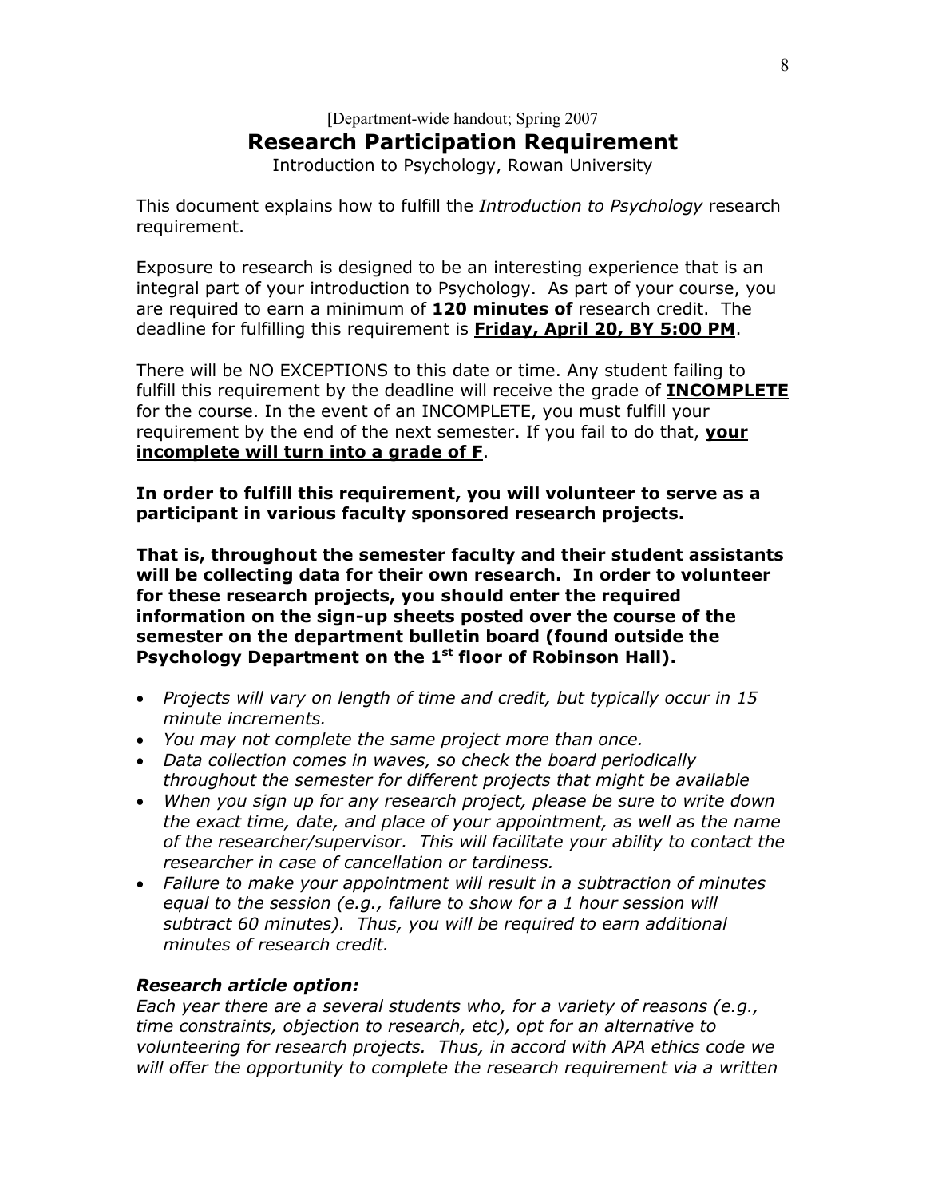[Department-wide handout; Spring 2007

# Research Participation Requirement

Introduction to Psychology, Rowan University

This document explains how to fulfill the *Introduction to Psychology* research requirement.

Exposure to research is designed to be an interesting experience that is an integral part of your introduction to Psychology. As part of your course, you are required to earn a minimum of **120 minutes of** research credit. The deadline for fulfilling this requirement is **<u>Friday, April 20, BY 5:00 PM</u>**.

There will be NO EXCEPTIONS to this date or time. Any student failing to fulfill this requirement by the deadline will receive the grade of **<u>INCOMPLETE</u>** for the course. In the event of an INCOMPLETE, you must fulfill your requirement by the end of the next semester. If you fail to do that, **<u>your incomplete will turn into a grade of F</u>**.

**In order to fulfill this requirement, you will volunteer to serve as a participant in various faculty sponsored research projects.**

**That is, throughout the semester faculty and their student assistants will be collecting data for their own research. In order to volunteer for these research projects, you should enter the required information on the sign-up sheets posted over the course of the semester on the department bulletin board (found outside the Psychology Department on the 1st floor of Robinson Hall).**

- *Projects will vary on length of time and credit, but typically occur in 15 minute increments.*
- *You may not complete the same project more than once.*
- *Data collection comes in waves, so check the board periodically throughout the semester for different projects that might be available*
- *When you sign up for any research project, please be sure to write down the exact time, date, and place of your appointment, as well as the name of the researcher/supervisor. This will facilitate your ability to contact the researcher in case of cancellation or tardiness.*
- *Failure to make your appointment will result in a subtraction of minutes equal to the session (e.g., failure to show for a 1 hour session will subtract 60 minutes). Thus, you will be required to earn additional minutes of research credit.*

***Research article option:***

*Each year there are a several students who, for a variety of reasons (e.g., time constraints, objection to research, etc), opt for an alternative to volunteering for research projects. Thus, in accord with APA ethics code we will offer the opportunity to complete the research requirement via a written*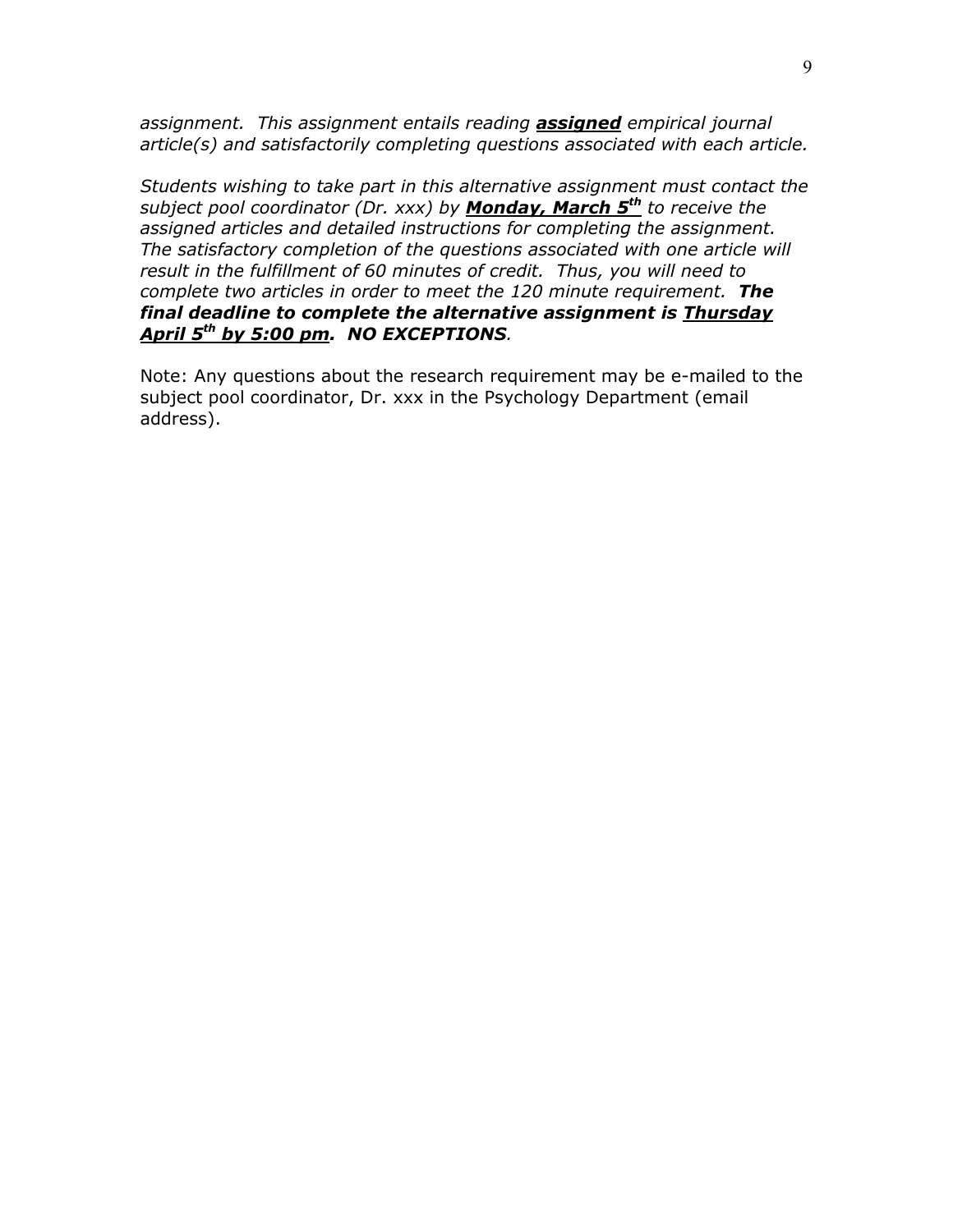*assignment. This assignment entails reading **assigned** empirical journal article(s) and satisfactorily completing questions associated with each article.*

*Students wishing to take part in this alternative assignment must contact the subject pool coordinator (Dr. xxx) by **Monday, March 5th** to receive the assigned articles and detailed instructions for completing the assignment. The satisfactory completion of the questions associated with one article will result in the fulfillment of 60 minutes of credit. Thus, you will need to complete two articles in order to meet the 120 minute requirement. **The final deadline to complete the alternative assignment is Thursday April 5th by 5:00 pm. NO EXCEPTIONS**.*

Note: Any questions about the research requirement may be e-mailed to the subject pool coordinator, Dr. xxx in the Psychology Department (email address).